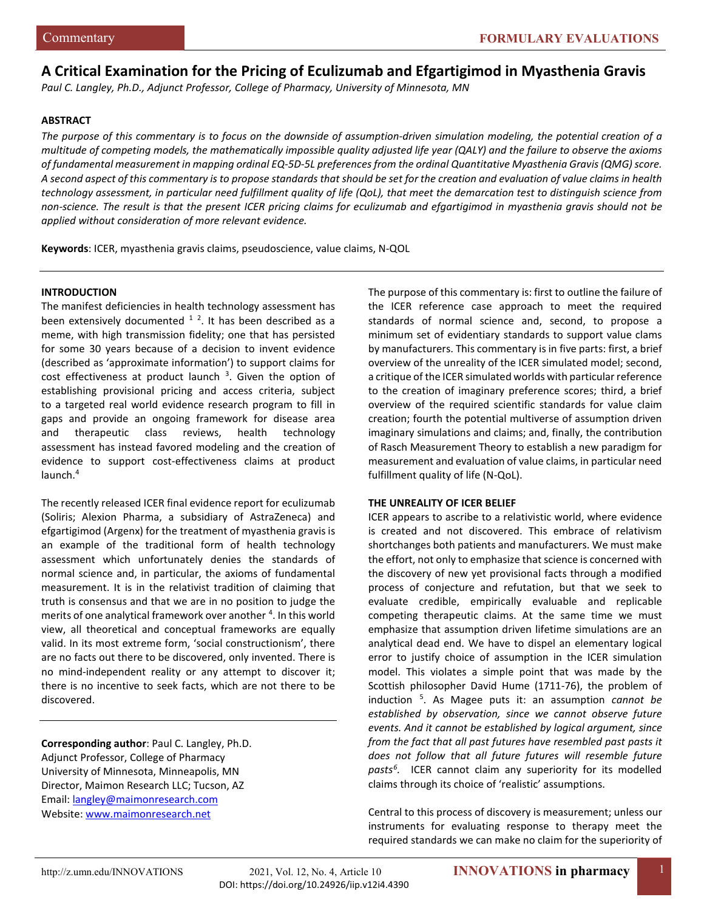Commentary

FORMULARY EVALUATIONS

# A Critical Examination for the Pricing of Eculizumab and Efgartigimod in Myasthenia Gravis

*Paul C. Langley, Ph.D., Adjunct Professor, College of Pharmacy, University of Minnesota, MN*

## ABSTRACT

*The purpose of this commentary is to focus on the downside of assumption-driven simulation modeling, the potential creation of a multitude of competing models, the mathematically impossible quality adjusted life year (QALY) and the failure to observe the axioms of fundamental measurement in mapping ordinal EQ-5D-5L preferences from the ordinal Quantitative Myasthenia Gravis (QMG) score. A second aspect of this commentary is to propose standards that should be set for the creation and evaluation of value claims in health technology assessment, in particular need fulfillment quality of life (QoL), that meet the demarcation test to distinguish science from non-science. The result is that the present ICER pricing claims for eculizumab and efgartigimod in myasthenia gravis should not be applied without consideration of more relevant evidence.*

**Keywords**: ICER, myasthenia gravis claims, pseudoscience, value claims, N-QOL

## INTRODUCTION

The manifest deficiencies in health technology assessment has been extensively documented [1 2]. It has been described as a meme, with high transmission fidelity; one that has persisted for some 30 years because of a decision to invent evidence (described as 'approximate information') to support claims for cost effectiveness at product launch [3]. Given the option of establishing provisional pricing and access criteria, subject to a targeted real world evidence research program to fill in gaps and provide an ongoing framework for disease area and therapeutic class reviews, health technology assessment has instead favored modeling and the creation of evidence to support cost-effectiveness claims at product launch.[4]

The recently released ICER final evidence report for eculizumab (Soliris; Alexion Pharma, a subsidiary of AstraZeneca) and efgartigimod (Argenx) for the treatment of myasthenia gravis is an example of the traditional form of health technology assessment which unfortunately denies the standards of normal science and, in particular, the axioms of fundamental measurement. It is in the relativist tradition of claiming that truth is consensus and that we are in no position to judge the merits of one analytical framework over another [4]. In this world view, all theoretical and conceptual frameworks are equally valid. In its most extreme form, 'social constructionism', there are no facts out there to be discovered, only invented. There is no mind-independent reality or any attempt to discover it; there is no incentive to seek facts, which are not there to be discovered.

**Corresponding author**: Paul C. Langley, Ph.D.
Adjunct Professor, College of Pharmacy
University of Minnesota, Minneapolis, MN
Director, Maimon Research LLC; Tucson, AZ
Email: langley@maimonresearch.com
Website: www.maimonresearch.net

The purpose of this commentary is: first to outline the failure of the ICER reference case approach to meet the required standards of normal science and, second, to propose a minimum set of evidentiary standards to support value clams by manufacturers. This commentary is in five parts: first, a brief overview of the unreality of the ICER simulated model; second, a critique of the ICER simulated worlds with particular reference to the creation of imaginary preference scores; third, a brief overview of the required scientific standards for value claim creation; fourth the potential multiverse of assumption driven imaginary simulations and claims; and, finally, the contribution of Rasch Measurement Theory to establish a new paradigm for measurement and evaluation of value claims, in particular need fulfillment quality of life (N-QoL).

## THE UNREALITY OF ICER BELIEF

ICER appears to ascribe to a relativistic world, where evidence is created and not discovered. This embrace of relativism shortchanges both patients and manufacturers. We must make the effort, not only to emphasize that science is concerned with the discovery of new yet provisional facts through a modified process of conjecture and refutation, but that we seek to evaluate credible, empirically evaluable and replicable competing therapeutic claims. At the same time we must emphasize that assumption driven lifetime simulations are an analytical dead end. We have to dispel an elementary logical error to justify choice of assumption in the ICER simulation model. This violates a simple point that was made by the Scottish philosopher David Hume (1711-76), the problem of induction [5]. As Magee puts it: an assumption *cannot be established by observation, since we cannot observe future events. And it cannot be established by logical argument, since from the fact that all past futures have resembled past pasts it does not follow that all future futures will resemble future pasts*[6]. ICER cannot claim any superiority for its modelled claims through its choice of 'realistic' assumptions.

Central to this process of discovery is measurement; unless our instruments for evaluating response to therapy meet the required standards we can make no claim for the superiority of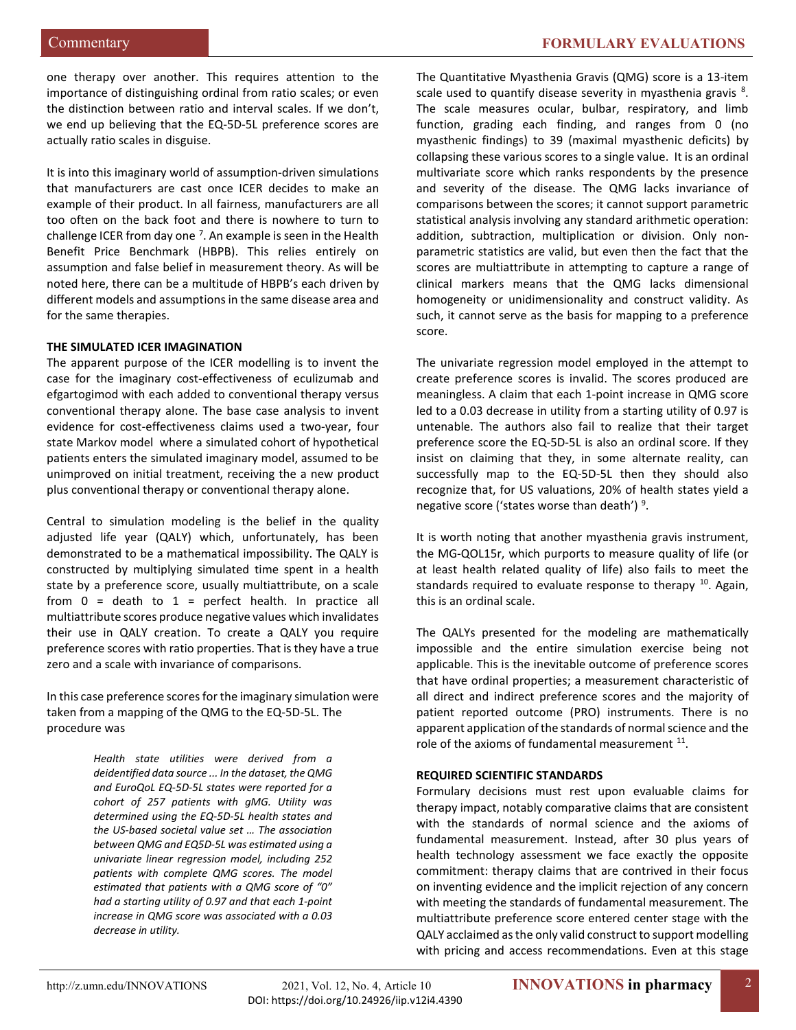one therapy over another. This requires attention to the importance of distinguishing ordinal from ratio scales; or even the distinction between ratio and interval scales. If we don't, we end up believing that the EQ-5D-5L preference scores are actually ratio scales in disguise.

It is into this imaginary world of assumption-driven simulations that manufacturers are cast once ICER decides to make an example of their product. In all fairness, manufacturers are all too often on the back foot and there is nowhere to turn to challenge ICER from day one [7]. An example is seen in the Health Benefit Price Benchmark (HBPB). This relies entirely on assumption and false belief in measurement theory. As will be noted here, there can be a multitude of HBPB's each driven by different models and assumptions in the same disease area and for the same therapies.

**THE SIMULATED ICER IMAGINATION**

The apparent purpose of the ICER modelling is to invent the case for the imaginary cost-effectiveness of eculizumab and efgartogimod with each added to conventional therapy versus conventional therapy alone. The base case analysis to invent evidence for cost-effectiveness claims used a two-year, four state Markov model where a simulated cohort of hypothetical patients enters the simulated imaginary model, assumed to be unimproved on initial treatment, receiving the a new product plus conventional therapy or conventional therapy alone.

Central to simulation modeling is the belief in the quality adjusted life year (QALY) which, unfortunately, has been demonstrated to be a mathematical impossibility. The QALY is constructed by multiplying simulated time spent in a health state by a preference score, usually multiattribute, on a scale from 0 = death to 1 = perfect health. In practice all multiattribute scores produce negative values which invalidates their use in QALY creation. To create a QALY you require preference scores with ratio properties. That is they have a true zero and a scale with invariance of comparisons.

In this case preference scores for the imaginary simulation were taken from a mapping of the QMG to the EQ-5D-5L. The procedure was

> *Health state utilities were derived from a deidentified data source ... In the dataset, the QMG and EuroQoL EQ-5D-5L states were reported for a cohort of 257 patients with gMG. Utility was determined using the EQ-5D-5L health states and the US-based societal value set … The association between QMG and EQ5D-5L was estimated using a univariate linear regression model, including 252 patients with complete QMG scores. The model estimated that patients with a QMG score of "0" had a starting utility of 0.97 and that each 1-point increase in QMG score was associated with a 0.03 decrease in utility.*

The Quantitative Myasthenia Gravis (QMG) score is a 13-item scale used to quantify disease severity in myasthenia gravis [8]. The scale measures ocular, bulbar, respiratory, and limb function, grading each finding, and ranges from 0 (no myasthenic findings) to 39 (maximal myasthenic deficits) by collapsing these various scores to a single value. It is an ordinal multivariate score which ranks respondents by the presence and severity of the disease. The QMG lacks invariance of comparisons between the scores; it cannot support parametric statistical analysis involving any standard arithmetic operation: addition, subtraction, multiplication or division. Only non-parametric statistics are valid, but even then the fact that the scores are multiattribute in attempting to capture a range of clinical markers means that the QMG lacks dimensional homogeneity or unidimensionality and construct validity. As such, it cannot serve as the basis for mapping to a preference score.

The univariate regression model employed in the attempt to create preference scores is invalid. The scores produced are meaningless. A claim that each 1-point increase in QMG score led to a 0.03 decrease in utility from a starting utility of 0.97 is untenable. The authors also fail to realize that their target preference score the EQ-5D-5L is also an ordinal score. If they insist on claiming that they, in some alternate reality, can successfully map to the EQ-5D-5L then they should also recognize that, for US valuations, 20% of health states yield a negative score ('states worse than death') [9].

It is worth noting that another myasthenia gravis instrument, the MG-QOL15r, which purports to measure quality of life (or at least health related quality of life) also fails to meet the standards required to evaluate response to therapy [10]. Again, this is an ordinal scale.

The QALYs presented for the modeling are mathematically impossible and the entire simulation exercise being not applicable. This is the inevitable outcome of preference scores that have ordinal properties; a measurement characteristic of all direct and indirect preference scores and the majority of patient reported outcome (PRO) instruments. There is no apparent application of the standards of normal science and the role of the axioms of fundamental measurement [11].

**REQUIRED SCIENTIFIC STANDARDS**

Formulary decisions must rest upon evaluable claims for therapy impact, notably comparative claims that are consistent with the standards of normal science and the axioms of fundamental measurement. Instead, after 30 plus years of health technology assessment we face exactly the opposite commitment: therapy claims that are contrived in their focus on inventing evidence and the implicit rejection of any concern with meeting the standards of fundamental measurement. The multiattribute preference score entered center stage with the QALY acclaimed as the only valid construct to support modelling with pricing and access recommendations. Even at this stage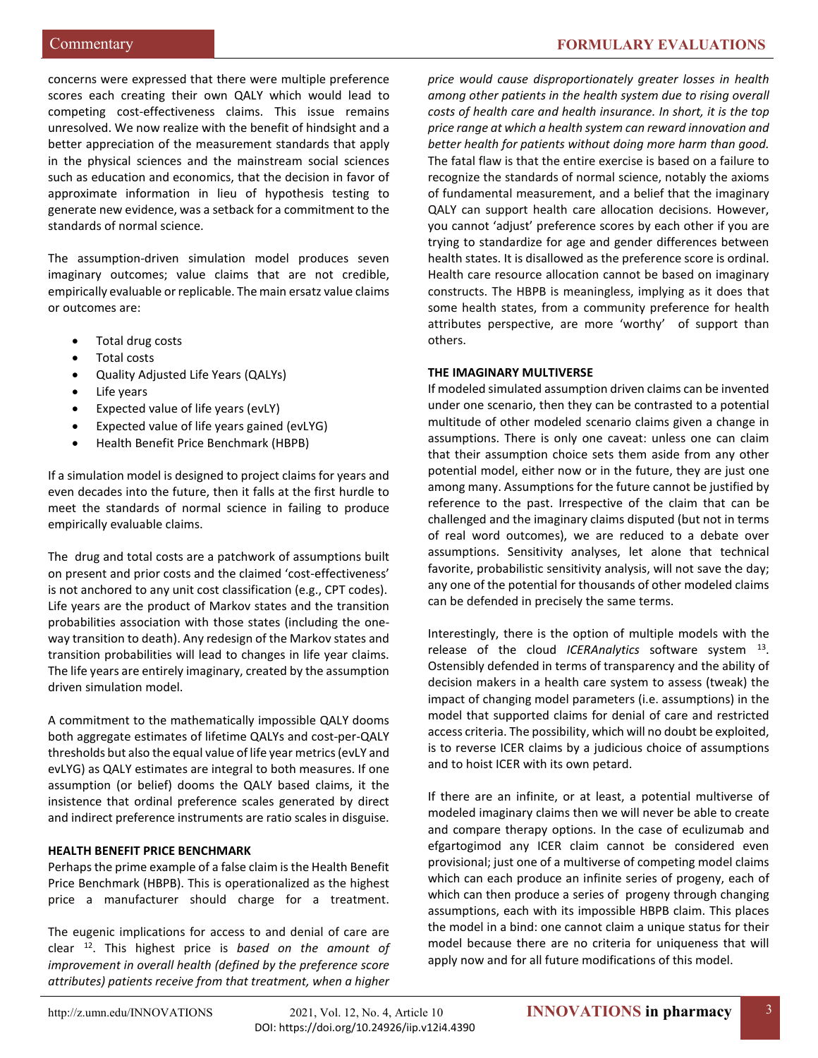concerns were expressed that there were multiple preference scores each creating their own QALY which would lead to competing cost-effectiveness claims. This issue remains unresolved. We now realize with the benefit of hindsight and a better appreciation of the measurement standards that apply in the physical sciences and the mainstream social sciences such as education and economics, that the decision in favor of approximate information in lieu of hypothesis testing to generate new evidence, was a setback for a commitment to the standards of normal science.

The assumption-driven simulation model produces seven imaginary outcomes; value claims that are not credible, empirically evaluable or replicable. The main ersatz value claims or outcomes are:

- Total drug costs
- Total costs
- Quality Adjusted Life Years (QALYs)
- Life years
- Expected value of life years (evLY)
- Expected value of life years gained (evLYG)
- Health Benefit Price Benchmark (HBPB)

If a simulation model is designed to project claims for years and even decades into the future, then it falls at the first hurdle to meet the standards of normal science in failing to produce empirically evaluable claims.

The drug and total costs are a patchwork of assumptions built on present and prior costs and the claimed 'cost-effectiveness' is not anchored to any unit cost classification (e.g., CPT codes). Life years are the product of Markov states and the transition probabilities association with those states (including the one-way transition to death). Any redesign of the Markov states and transition probabilities will lead to changes in life year claims. The life years are entirely imaginary, created by the assumption driven simulation model.

A commitment to the mathematically impossible QALY dooms both aggregate estimates of lifetime QALYs and cost-per-QALY thresholds but also the equal value of life year metrics (evLY and evLYG) as QALY estimates are integral to both measures. If one assumption (or belief) dooms the QALY based claims, it the insistence that ordinal preference scales generated by direct and indirect preference instruments are ratio scales in disguise.

**HEALTH BENEFIT PRICE BENCHMARK**

Perhaps the prime example of a false claim is the Health Benefit Price Benchmark (HBPB). This is operationalized as the highest price a manufacturer should charge for a treatment.

The eugenic implications for access to and denial of care are clear [12]. This highest price is *based on the amount of improvement in overall health (defined by the preference score attributes) patients receive from that treatment, when a higher price would cause disproportionately greater losses in health among other patients in the health system due to rising overall costs of health care and health insurance. In short, it is the top price range at which a health system can reward innovation and better health for patients without doing more harm than good.* The fatal flaw is that the entire exercise is based on a failure to recognize the standards of normal science, notably the axioms of fundamental measurement, and a belief that the imaginary QALY can support health care allocation decisions. However, you cannot 'adjust' preference scores by each other if you are trying to standardize for age and gender differences between health states. It is disallowed as the preference score is ordinal. Health care resource allocation cannot be based on imaginary constructs. The HBPB is meaningless, implying as it does that some health states, from a community preference for health attributes perspective, are more 'worthy' of support than others.

**THE IMAGINARY MULTIVERSE**

If modeled simulated assumption driven claims can be invented under one scenario, then they can be contrasted to a potential multitude of other modeled scenario claims given a change in assumptions. There is only one caveat: unless one can claim that their assumption choice sets them aside from any other potential model, either now or in the future, they are just one among many. Assumptions for the future cannot be justified by reference to the past. Irrespective of the claim that can be challenged and the imaginary claims disputed (but not in terms of real word outcomes), we are reduced to a debate over assumptions. Sensitivity analyses, let alone that technical favorite, probabilistic sensitivity analysis, will not save the day; any one of the potential for thousands of other modeled claims can be defended in precisely the same terms.

Interestingly, there is the option of multiple models with the release of the cloud *ICERAnalytics* software system [13]. Ostensibly defended in terms of transparency and the ability of decision makers in a health care system to assess (tweak) the impact of changing model parameters (i.e. assumptions) in the model that supported claims for denial of care and restricted access criteria. The possibility, which will no doubt be exploited, is to reverse ICER claims by a judicious choice of assumptions and to hoist ICER with its own petard.

If there are an infinite, or at least, a potential multiverse of modeled imaginary claims then we will never be able to create and compare therapy options. In the case of eculizumab and efgartogimod any ICER claim cannot be considered even provisional; just one of a multiverse of competing model claims which can each produce an infinite series of progeny, each of which can then produce a series of progeny through changing assumptions, each with its impossible HBPB claim. This places the model in a bind: one cannot claim a unique status for their model because there are no criteria for uniqueness that will apply now and for all future modifications of this model.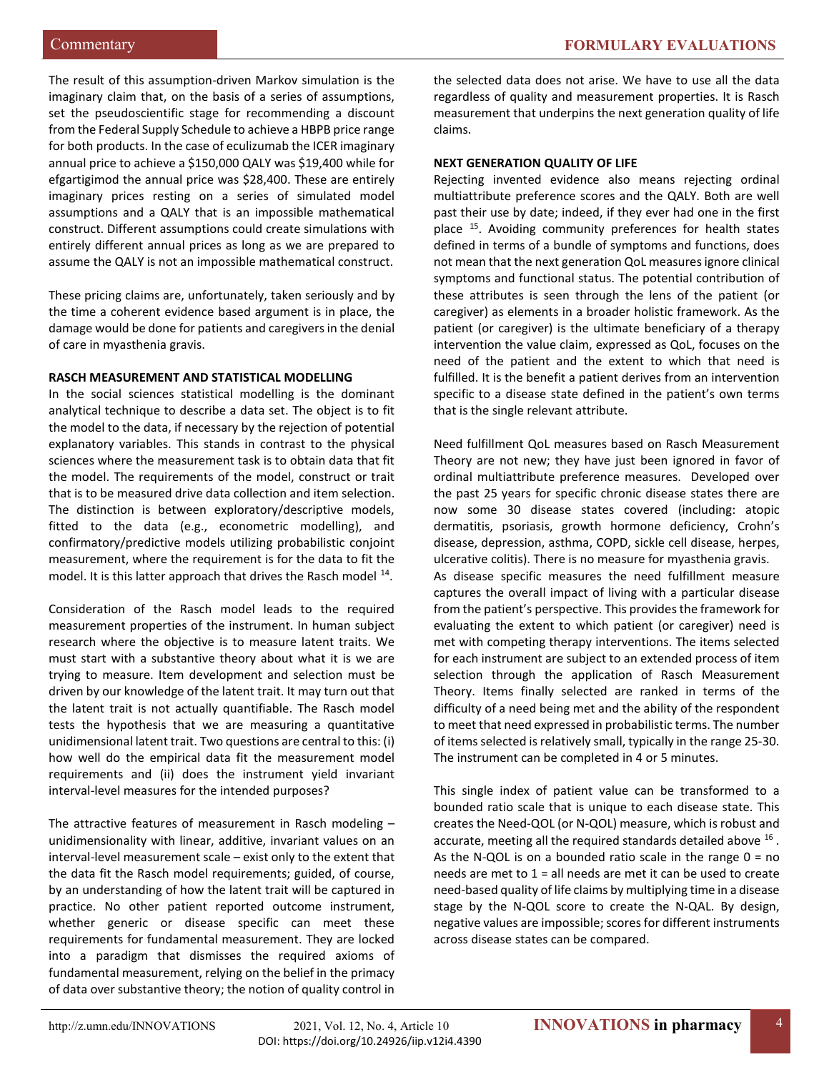The result of this assumption-driven Markov simulation is the imaginary claim that, on the basis of a series of assumptions, set the pseudoscientific stage for recommending a discount from the Federal Supply Schedule to achieve a HBPB price range for both products. In the case of eculizumab the ICER imaginary annual price to achieve a $150,000 QALY was $19,400 while for efgartigimod the annual price was $28,400. These are entirely imaginary prices resting on a series of simulated model assumptions and a QALY that is an impossible mathematical construct. Different assumptions could create simulations with entirely different annual prices as long as we are prepared to assume the QALY is not an impossible mathematical construct.

These pricing claims are, unfortunately, taken seriously and by the time a coherent evidence based argument is in place, the damage would be done for patients and caregivers in the denial of care in myasthenia gravis.

**RASCH MEASUREMENT AND STATISTICAL MODELLING**

In the social sciences statistical modelling is the dominant analytical technique to describe a data set. The object is to fit the model to the data, if necessary by the rejection of potential explanatory variables. This stands in contrast to the physical sciences where the measurement task is to obtain data that fit the model. The requirements of the model, construct or trait that is to be measured drive data collection and item selection. The distinction is between exploratory/descriptive models, fitted to the data (e.g., econometric modelling), and confirmatory/predictive models utilizing probabilistic conjoint measurement, where the requirement is for the data to fit the model. It is this latter approach that drives the Rasch model [14].

Consideration of the Rasch model leads to the required measurement properties of the instrument. In human subject research where the objective is to measure latent traits. We must start with a substantive theory about what it is we are trying to measure. Item development and selection must be driven by our knowledge of the latent trait. It may turn out that the latent trait is not actually quantifiable. The Rasch model tests the hypothesis that we are measuring a quantitative unidimensional latent trait. Two questions are central to this: (i) how well do the empirical data fit the measurement model requirements and (ii) does the instrument yield invariant interval-level measures for the intended purposes?

The attractive features of measurement in Rasch modeling – unidimensionality with linear, additive, invariant values on an interval-level measurement scale – exist only to the extent that the data fit the Rasch model requirements; guided, of course, by an understanding of how the latent trait will be captured in practice. No other patient reported outcome instrument, whether generic or disease specific can meet these requirements for fundamental measurement. They are locked into a paradigm that dismisses the required axioms of fundamental measurement, relying on the belief in the primacy of data over substantive theory; the notion of quality control in the selected data does not arise. We have to use all the data regardless of quality and measurement properties. It is Rasch measurement that underpins the next generation quality of life claims.

**NEXT GENERATION QUALITY OF LIFE**

Rejecting invented evidence also means rejecting ordinal multiattribute preference scores and the QALY. Both are well past their use by date; indeed, if they ever had one in the first place [15]. Avoiding community preferences for health states defined in terms of a bundle of symptoms and functions, does not mean that the next generation QoL measures ignore clinical symptoms and functional status. The potential contribution of these attributes is seen through the lens of the patient (or caregiver) as elements in a broader holistic framework. As the patient (or caregiver) is the ultimate beneficiary of a therapy intervention the value claim, expressed as QoL, focuses on the need of the patient and the extent to which that need is fulfilled. It is the benefit a patient derives from an intervention specific to a disease state defined in the patient's own terms that is the single relevant attribute.

Need fulfillment QoL measures based on Rasch Measurement Theory are not new; they have just been ignored in favor of ordinal multiattribute preference measures. Developed over the past 25 years for specific chronic disease states there are now some 30 disease states covered (including: atopic dermatitis, psoriasis, growth hormone deficiency, Crohn's disease, depression, asthma, COPD, sickle cell disease, herpes, ulcerative colitis). There is no measure for myasthenia gravis. As disease specific measures the need fulfillment measure captures the overall impact of living with a particular disease from the patient's perspective. This provides the framework for evaluating the extent to which patient (or caregiver) need is met with competing therapy interventions. The items selected for each instrument are subject to an extended process of item selection through the application of Rasch Measurement Theory. Items finally selected are ranked in terms of the difficulty of a need being met and the ability of the respondent to meet that need expressed in probabilistic terms. The number of items selected is relatively small, typically in the range 25-30. The instrument can be completed in 4 or 5 minutes.

This single index of patient value can be transformed to a bounded ratio scale that is unique to each disease state. This creates the Need-QOL (or N-QOL) measure, which is robust and accurate, meeting all the required standards detailed above [16]. As the N-QOL is on a bounded ratio scale in the range 0 = no needs are met to 1 = all needs are met it can be used to create need-based quality of life claims by multiplying time in a disease stage by the N-QOL score to create the N-QAL. By design, negative values are impossible; scores for different instruments across disease states can be compared.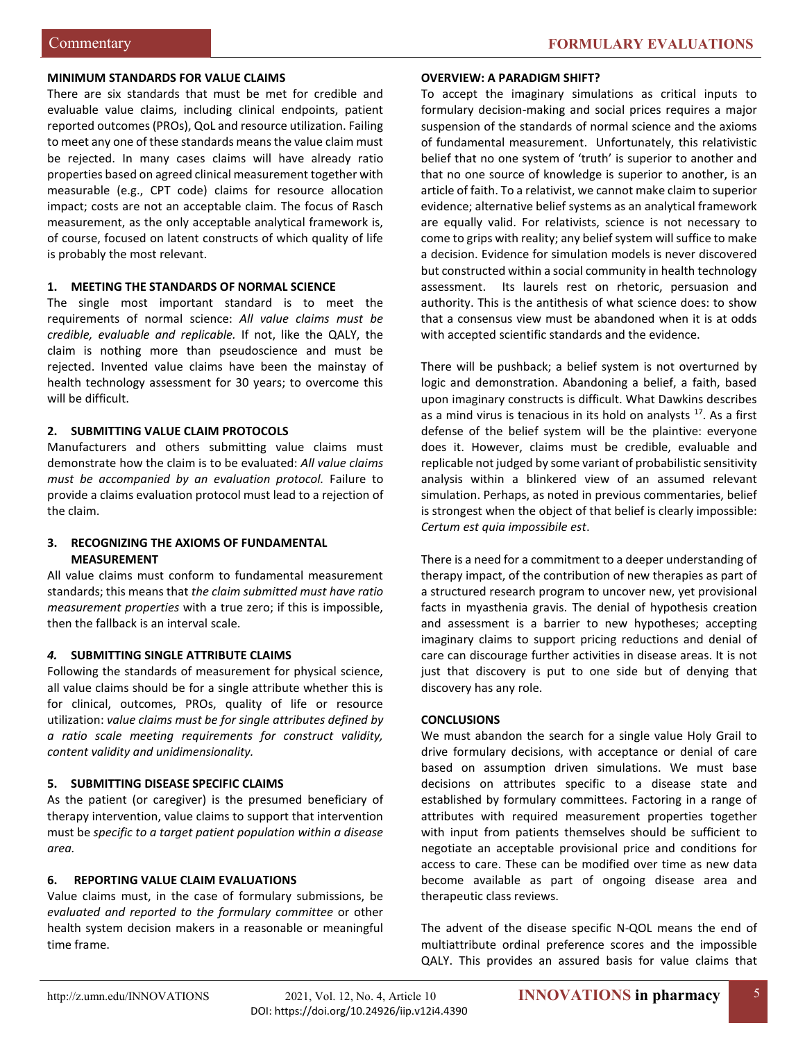## MINIMUM STANDARDS FOR VALUE CLAIMS

There are six standards that must be met for credible and evaluable value claims, including clinical endpoints, patient reported outcomes (PROs), QoL and resource utilization. Failing to meet any one of these standards means the value claim must be rejected. In many cases claims will have already ratio properties based on agreed clinical measurement together with measurable (e.g., CPT code) claims for resource allocation impact; costs are not an acceptable claim. The focus of Rasch measurement, as the only acceptable analytical framework is, of course, focused on latent constructs of which quality of life is probably the most relevant.

### 1. MEETING THE STANDARDS OF NORMAL SCIENCE

The single most important standard is to meet the requirements of normal science: *All value claims must be credible, evaluable and replicable.* If not, like the QALY, the claim is nothing more than pseudoscience and must be rejected. Invented value claims have been the mainstay of health technology assessment for 30 years; to overcome this will be difficult.

### 2. SUBMITTING VALUE CLAIM PROTOCOLS

Manufacturers and others submitting value claims must demonstrate how the claim is to be evaluated: *All value claims must be accompanied by an evaluation protocol.* Failure to provide a claims evaluation protocol must lead to a rejection of the claim.

### 3. RECOGNIZING THE AXIOMS OF FUNDAMENTAL MEASUREMENT

All value claims must conform to fundamental measurement standards; this means that *the claim submitted must have ratio measurement properties* with a true zero; if this is impossible, then the fallback is an interval scale.

### *4.* SUBMITTING SINGLE ATTRIBUTE CLAIMS

Following the standards of measurement for physical science, all value claims should be for a single attribute whether this is for clinical, outcomes, PROs, quality of life or resource utilization: *value claims must be for single attributes defined by a ratio scale meeting requirements for construct validity, content validity and unidimensionality.*

### 5. SUBMITTING DISEASE SPECIFIC CLAIMS

As the patient (or caregiver) is the presumed beneficiary of therapy intervention, value claims to support that intervention must be *specific to a target patient population within a disease area.*

### 6. REPORTING VALUE CLAIM EVALUATIONS

Value claims must, in the case of formulary submissions, be *evaluated and reported to the formulary committee* or other health system decision makers in a reasonable or meaningful time frame.

## OVERVIEW: A PARADIGM SHIFT?

To accept the imaginary simulations as critical inputs to formulary decision-making and social prices requires a major suspension of the standards of normal science and the axioms of fundamental measurement. Unfortunately, this relativistic belief that no one system of 'truth' is superior to another and that no one source of knowledge is superior to another, is an article of faith. To a relativist, we cannot make claim to superior evidence; alternative belief systems as an analytical framework are equally valid. For relativists, science is not necessary to come to grips with reality; any belief system will suffice to make a decision. Evidence for simulation models is never discovered but constructed within a social community in health technology assessment. Its laurels rest on rhetoric, persuasion and authority. This is the antithesis of what science does: to show that a consensus view must be abandoned when it is at odds with accepted scientific standards and the evidence.

There will be pushback; a belief system is not overturned by logic and demonstration. Abandoning a belief, a faith, based upon imaginary constructs is difficult. What Dawkins describes as a mind virus is tenacious in its hold on analysts [17]. As a first defense of the belief system will be the plaintive: everyone does it. However, claims must be credible, evaluable and replicable not judged by some variant of probabilistic sensitivity analysis within a blinkered view of an assumed relevant simulation. Perhaps, as noted in previous commentaries, belief is strongest when the object of that belief is clearly impossible: *Certum est quia impossibile est*.

There is a need for a commitment to a deeper understanding of therapy impact, of the contribution of new therapies as part of a structured research program to uncover new, yet provisional facts in myasthenia gravis. The denial of hypothesis creation and assessment is a barrier to new hypotheses; accepting imaginary claims to support pricing reductions and denial of care can discourage further activities in disease areas. It is not just that discovery is put to one side but of denying that discovery has any role.

## CONCLUSIONS

We must abandon the search for a single value Holy Grail to drive formulary decisions, with acceptance or denial of care based on assumption driven simulations. We must base decisions on attributes specific to a disease state and established by formulary committees. Factoring in a range of attributes with required measurement properties together with input from patients themselves should be sufficient to negotiate an acceptable provisional price and conditions for access to care. These can be modified over time as new data become available as part of ongoing disease area and therapeutic class reviews.

The advent of the disease specific N-QOL means the end of multiattribute ordinal preference scores and the impossible QALY. This provides an assured basis for value claims that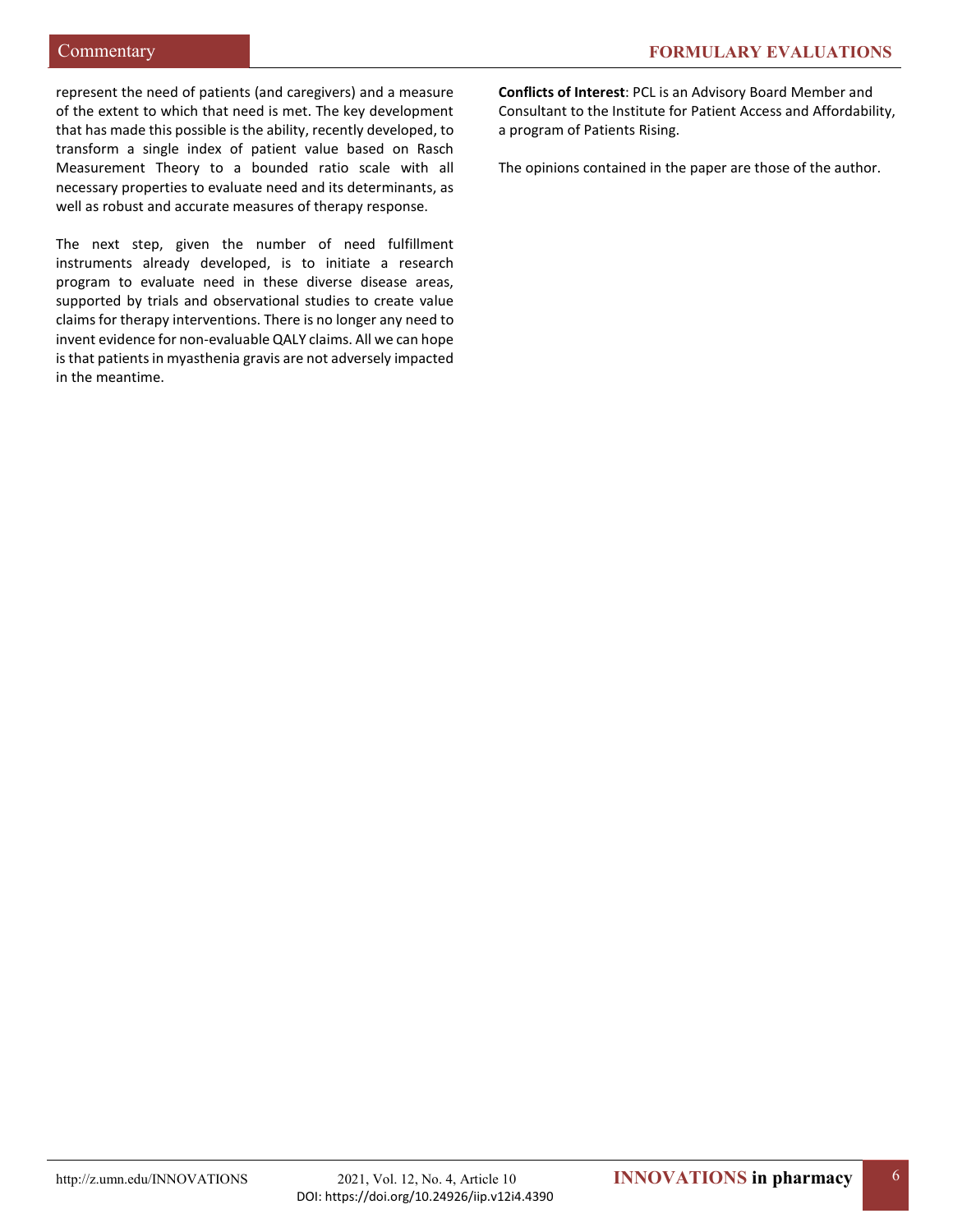represent the need of patients (and caregivers) and a measure of the extent to which that need is met. The key development that has made this possible is the ability, recently developed, to transform a single index of patient value based on Rasch Measurement Theory to a bounded ratio scale with all necessary properties to evaluate need and its determinants, as well as robust and accurate measures of therapy response.

The next step, given the number of need fulfillment instruments already developed, is to initiate a research program to evaluate need in these diverse disease areas, supported by trials and observational studies to create value claims for therapy interventions. There is no longer any need to invent evidence for non-evaluable QALY claims. All we can hope is that patients in myasthenia gravis are not adversely impacted in the meantime.

**Conflicts of Interest**: PCL is an Advisory Board Member and Consultant to the Institute for Patient Access and Affordability, a program of Patients Rising.

The opinions contained in the paper are those of the author.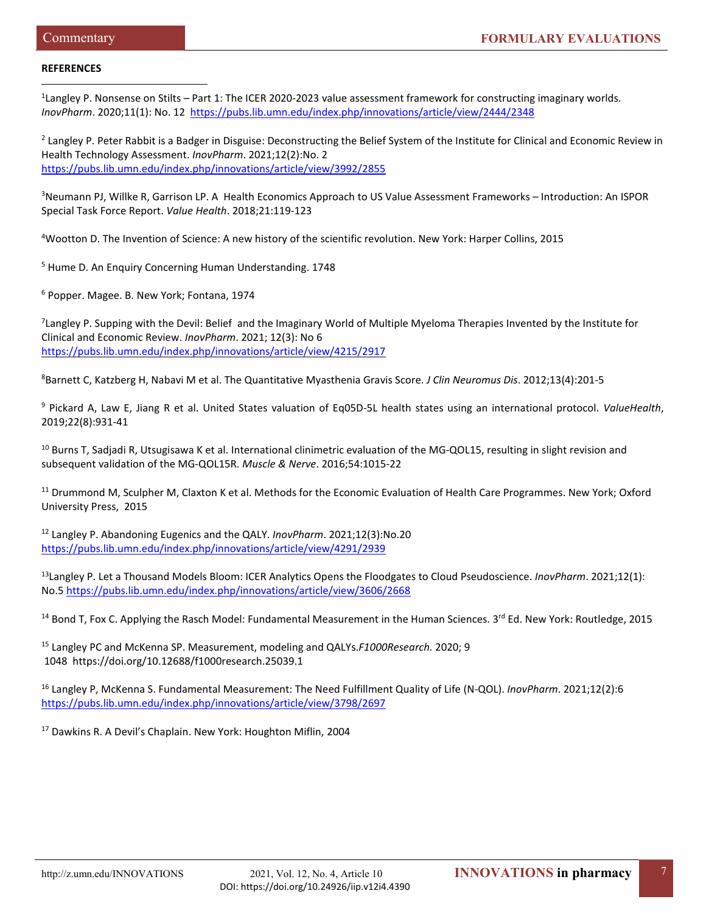**REFERENCES**

[1]Langley P. Nonsense on Stilts – Part 1: The ICER 2020-2023 value assessment framework for constructing imaginary worlds. *InovPharm*. 2020;11(1): No. 12 https://pubs.lib.umn.edu/index.php/innovations/article/view/2444/2348

[2] Langley P. Peter Rabbit is a Badger in Disguise: Deconstructing the Belief System of the Institute for Clinical and Economic Review in Health Technology Assessment. *InovPharm*. 2021;12(2):No. 2 https://pubs.lib.umn.edu/index.php/innovations/article/view/3992/2855

[3]Neumann PJ, Willke R, Garrison LP. A Health Economics Approach to US Value Assessment Frameworks – Introduction: An ISPOR Special Task Force Report. *Value Health*. 2018;21:119-123

[4]Wootton D. The Invention of Science: A new history of the scientific revolution. New York: Harper Collins, 2015

[5] Hume D. An Enquiry Concerning Human Understanding. 1748

[6] Popper. Magee. B. New York; Fontana, 1974

[7]Langley P. Supping with the Devil: Belief and the Imaginary World of Multiple Myeloma Therapies Invented by the Institute for Clinical and Economic Review. *InovPharm*. 2021; 12(3): No 6 https://pubs.lib.umn.edu/index.php/innovations/article/view/4215/2917

[8]Barnett C, Katzberg H, Nabavi M et al. The Quantitative Myasthenia Gravis Score. *J Clin Neuromus Dis*. 2012;13(4):201-5

[9] Pickard A, Law E, Jiang R et al. United States valuation of Eq05D-5L health states using an international protocol. *ValueHealth*, 2019;22(8):931-41

[10] Burns T, Sadjadi R, Utsugisawa K et al. International clinimetric evaluation of the MG-QOL15, resulting in slight revision and subsequent validation of the MG-QOL15R. *Muscle & Nerve*. 2016;54:1015-22

[11] Drummond M, Sculpher M, Claxton K et al. Methods for the Economic Evaluation of Health Care Programmes. New York; Oxford University Press, 2015

[12] Langley P. Abandoning Eugenics and the QALY. *InovPharm*. 2021;12(3):No.20 https://pubs.lib.umn.edu/index.php/innovations/article/view/4291/2939

[13]Langley P. Let a Thousand Models Bloom: ICER Analytics Opens the Floodgates to Cloud Pseudoscience. *InovPharm*. 2021;12(1): No.5 https://pubs.lib.umn.edu/index.php/innovations/article/view/3606/2668

[14] Bond T, Fox C. Applying the Rasch Model: Fundamental Measurement in the Human Sciences. 3rd Ed. New York: Routledge, 2015

[15] Langley PC and McKenna SP. Measurement, modeling and QALYs.*F1000Research.* 2020; 9 1048 https://doi.org/10.12688/f1000research.25039.1

[16] Langley P, McKenna S. Fundamental Measurement: The Need Fulfillment Quality of Life (N-QOL). *InovPharm*. 2021;12(2):6 https://pubs.lib.umn.edu/index.php/innovations/article/view/3798/2697

[17] Dawkins R. A Devil's Chaplain. New York: Houghton Miflin, 2004